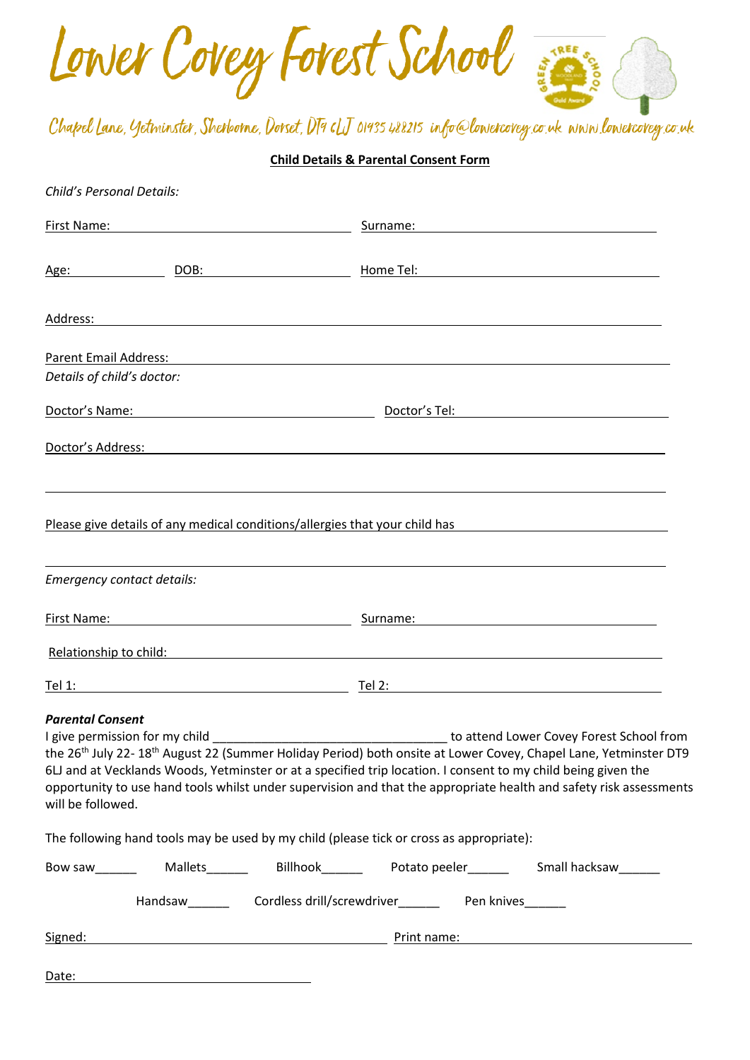# Lower Covey Forest School

Chapel Lane, Yetminster, Sherborne, Dorset, DT9 6LJ 01935 488215 info@lowercovey.co.uk www.lowercovey.co.uk

**Child Details & Parental Consent Form**

*Child's Personal Details:*

First Name: ______________________ Surname: ______________________

Age: ________ DOB: ______________ Home Tel: ______________________

Address: ______________________________________________

Parent Email Address: ______________________________________________

*Details of child's doctor:*

Doctor's Name: ______________________ Doctor's Tel: ______________________

Doctor's Address: ______________________________________________

______________________________________________

Please give details of any medical conditions/allergies that your child has ______________________

______________________________________________

*Emergency contact details:*

First Name: ______________________ Surname: ______________________

Relationship to child: ______________________________________________

Tel 1: ______________________ Tel 2: ______________________

***Parental Consent***

I give permission for my child ________________________________ to attend Lower Covey Forest School from the 26th July 22- 18th August 22 (Summer Holiday Period) both onsite at Lower Covey, Chapel Lane, Yetminster DT9 6LJ and at Vecklands Woods, Yetminster or at a specified trip location. I consent to my child being given the opportunity to use hand tools whilst under supervision and that the appropriate health and safety risk assessments will be followed.

The following hand tools may be used by my child (please tick or cross as appropriate):

Bow saw______ Mallets______ Billhook______ Potato peeler______ Small hacksaw______

Handsaw______ Cordless drill/screwdriver______ Pen knives______

Signed: ______________________ Print name: ______________________

Date: ______________________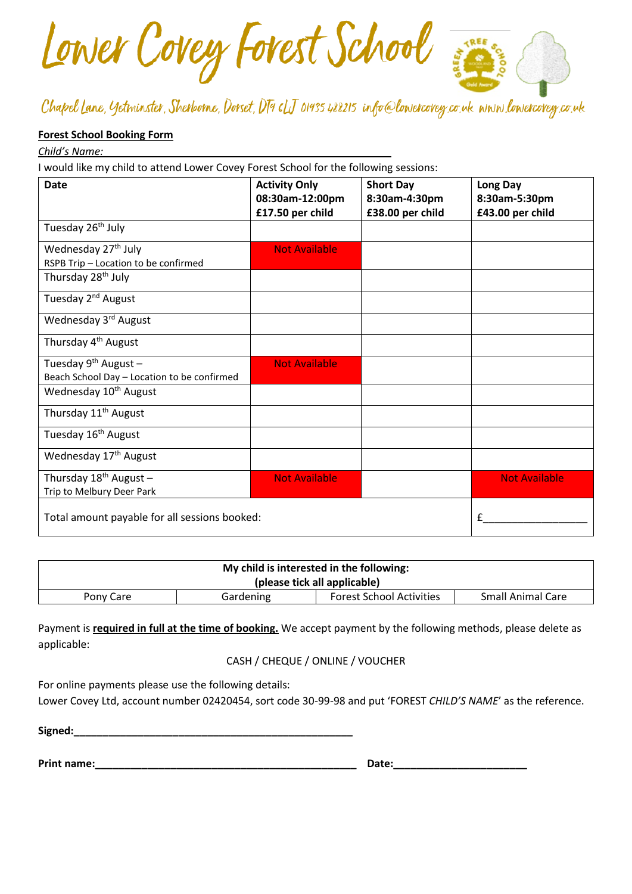# Lower Covey Forest School

Chapel Lane, Yetminster, Sherborne, Dorset, DT9 6LJ 01935 488215 info@lowercovey.co.uk www.lowercovey.co.uk

**Forest School Booking Form**

*Child's Name:* ____________________________________________

I would like my child to attend Lower Covey Forest School for the following sessions:

| **Date** | **Activity Only 08:30am-12:00pm £17.50 per child** | **Short Day 8:30am-4:30pm £38.00 per child** | **Long Day 8:30am-5:30pm £43.00 per child** |
|---|---|---|---|
| Tuesday 26th July | | | |
| Wednesday 27th July<br>RSPB Trip – Location to be confirmed | Not Available | | |
| Thursday 28th July | | | |
| Tuesday 2nd August | | | |
| Wednesday 3rd August | | | |
| Thursday 4th August | | | |
| Tuesday 9th August –<br>Beach School Day – Location to be confirmed | Not Available | | |
| Wednesday 10th August | | | |
| Thursday 11th August | | | |
| Tuesday 16th August | | | |
| Wednesday 17th August | | | |
| Thursday 18th August –<br>Trip to Melbury Deer Park | Not Available | | Not Available |
| Total amount payable for all sessions booked: | | | £_________________ |

| **My child is interested in the following: (please tick all applicable)** | | | |
|---|---|---|---|
| Pony Care | Gardening | Forest School Activities | Small Animal Care |

Payment is **required in full at the time of booking.** We accept payment by the following methods, please delete as applicable:

CASH / CHEQUE / ONLINE / VOUCHER

For online payments please use the following details:
Lower Covey Ltd, account number 02420454, sort code 30-99-98 and put 'FOREST *CHILD'S NAME*' as the reference.

**Signed:**_______________________________________________

**Print name:**_____________________________________________ **Date:**______________________